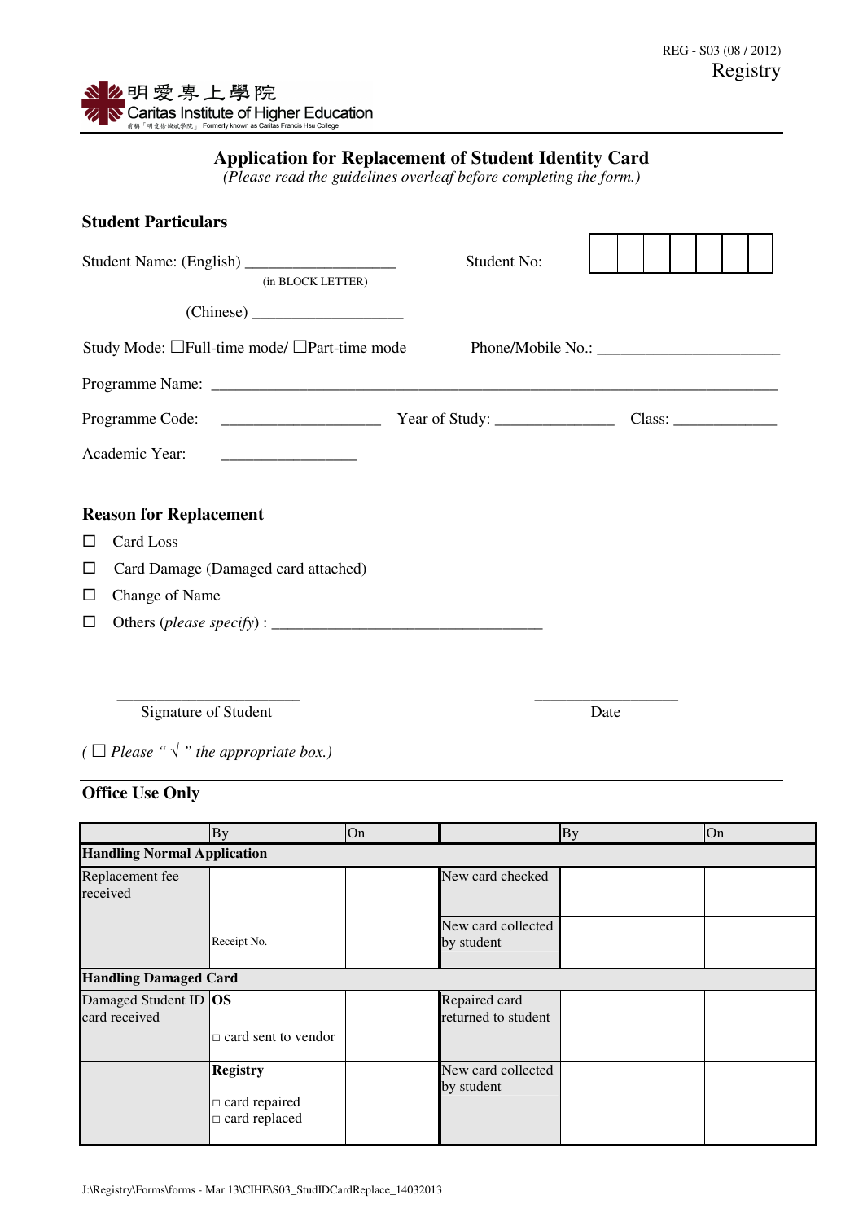REG - S03 (08 / 2012)
Registry

明愛專上學院
Caritas Institute of Higher Education
前稱「明愛徐誠斌學院」 Formerly known as Caritas Francis Hsu College

## Application for Replacement of Student Identity Card

*(Please read the guidelines overleaf before completing the form.)*

### Student Particulars

Student Name: (English) __________________ (in BLOCK LETTER)　　Student No: | | | | | | | |

(Chinese) ___________________

Study Mode: ☐Full-time mode/ ☐Part-time mode　　Phone/Mobile No.: ______________________

Programme Name: ____________________________________________________________________

Programme Code: ___________________　Year of Study: ______________　Class: ____________

Academic Year: ________________

### Reason for Replacement

☐ Card Loss

☐ Card Damage (Damaged card attached)

☐ Change of Name

☐ Others (*please specify*) : __________________________________

______________________　　　　　　　　　　_________________

Signature of Student　　　　　　　　　　　　　Date

*( ☐ Please " √ " the appropriate box.)*

### Office Use Only

| | By | On | | By | On |
|---|---|---|---|---|---|
| **Handling Normal Application** | | | | | |
| Replacement fee received | | | New card checked | | |
| | Receipt No. | | New card collected by student | | |
| **Handling Damaged Card** | | | | | |
| Damaged Student ID card received | **OS**<br>□ card sent to vendor | | Repaired card returned to student | | |
| | **Registry**<br>□ card repaired<br>□ card replaced | | New card collected by student | | |

J:\Registry\Forms\forms - Mar 13\CIHE\S03_StudIDCardReplace_14032013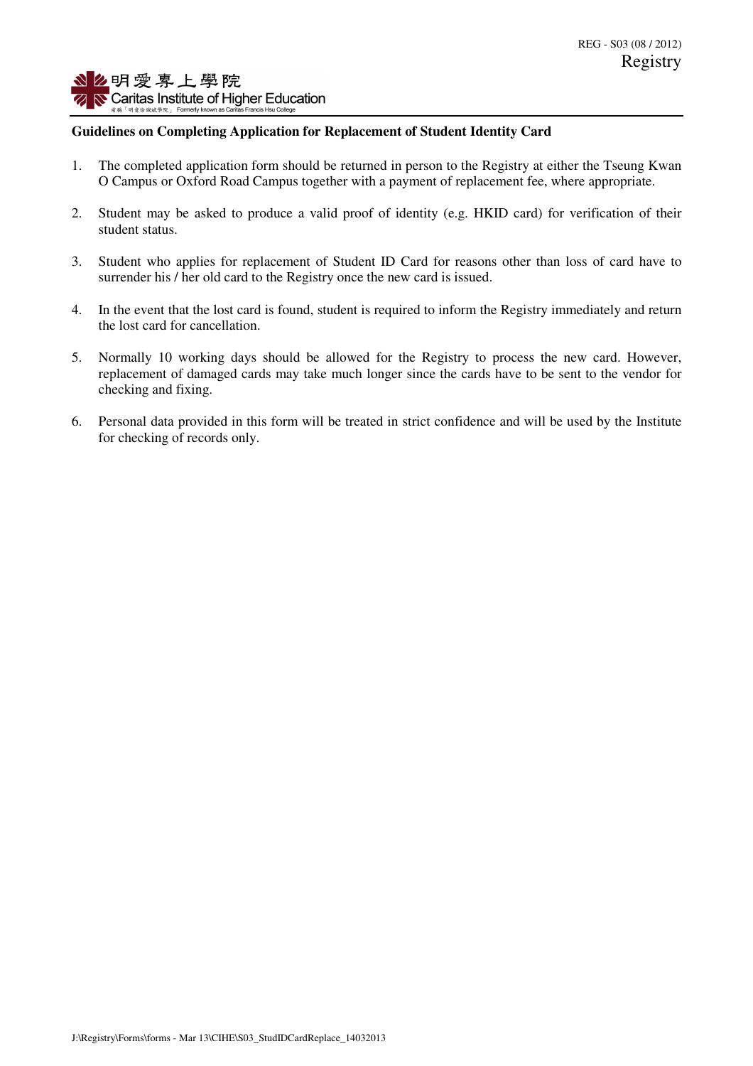**Guidelines on Completing Application for Replacement of Student Identity Card**

1. The completed application form should be returned in person to the Registry at either the Tseung Kwan O Campus or Oxford Road Campus together with a payment of replacement fee, where appropriate.

2. Student may be asked to produce a valid proof of identity (e.g. HKID card) for verification of their student status.

3. Student who applies for replacement of Student ID Card for reasons other than loss of card have to surrender his / her old card to the Registry once the new card is issued.

4. In the event that the lost card is found, student is required to inform the Registry immediately and return the lost card for cancellation.

5. Normally 10 working days should be allowed for the Registry to process the new card. However, replacement of damaged cards may take much longer since the cards have to be sent to the vendor for checking and fixing.

6. Personal data provided in this form will be treated in strict confidence and will be used by the Institute for checking of records only.